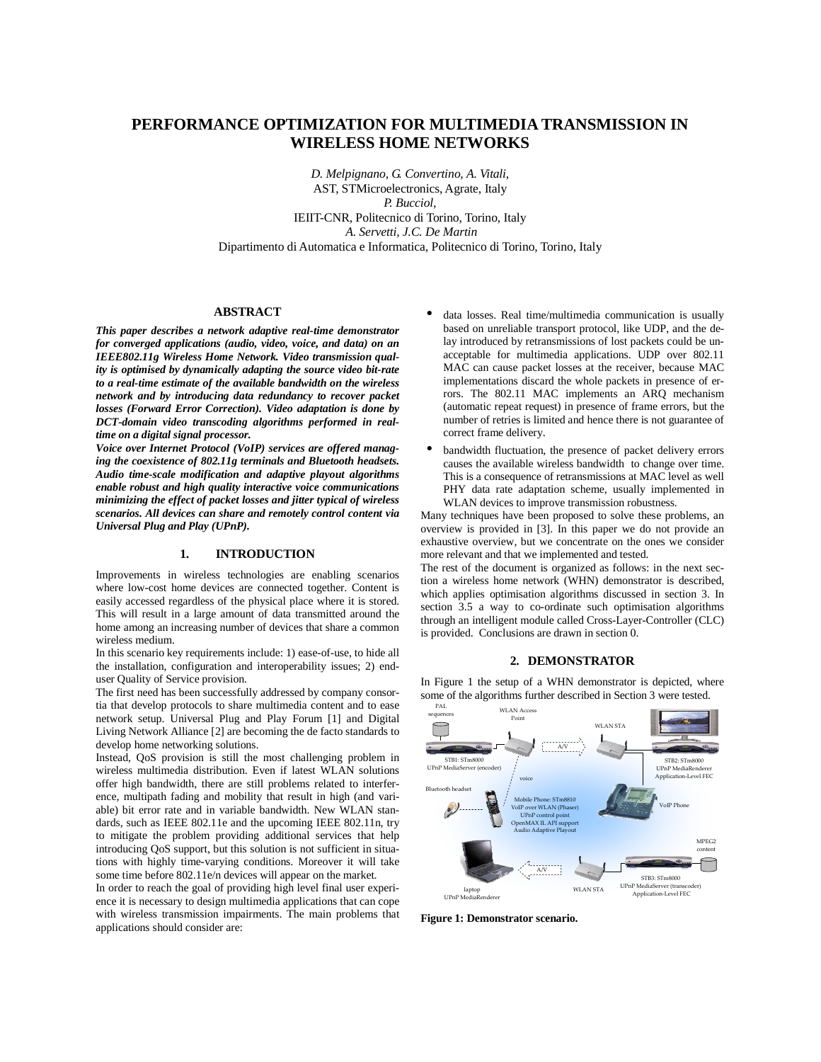// Note: This request's details are in an operator-controlled format; transcription proceeds as specified.
# PERFORMANCE OPTIMIZATION FOR MULTIMEDIA TRANSMISSION IN WIRELESS HOME NETWORKS

*D. Melpignano, G. Convertino, A. Vitali,*
AST, STMicroelectronics, Agrate, Italy
*P. Bucciol,*
IEIIT-CNR, Politecnico di Torino, Torino, Italy
*A. Servetti, J.C. De Martin*
Dipartimento di Automatica e Informatica, Politecnico di Torino, Torino, Italy

## ABSTRACT

***This paper describes a network adaptive real-time demonstrator for converged applications (audio, video, voice, and data) on an IEEE802.11g Wireless Home Network. Video transmission quality is optimised by dynamically adapting the source video bit-rate to a real-time estimate of the available bandwidth on the wireless network and by introducing data redundancy to recover packet losses (Forward Error Correction). Video adaptation is done by DCT-domain video transcoding algorithms performed in real-time on a digital signal processor.***

***Voice over Internet Protocol (VoIP) services are offered managing the coexistence of 802.11g terminals and Bluetooth headsets. Audio time-scale modification and adaptive playout algorithms enable robust and high quality interactive voice communications minimizing the effect of packet losses and jitter typical of wireless scenarios. All devices can share and remotely control content via Universal Plug and Play (UPnP).***

## 1. INTRODUCTION

Improvements in wireless technologies are enabling scenarios where low-cost home devices are connected together. Content is easily accessed regardless of the physical place where it is stored. This will result in a large amount of data transmitted around the home among an increasing number of devices that share a common wireless medium.

In this scenario key requirements include: 1) ease-of-use, to hide all the installation, configuration and interoperability issues; 2) end-user Quality of Service provision.

The first need has been successfully addressed by company consortia that develop protocols to share multimedia content and to ease network setup. Universal Plug and Play Forum [1] and Digital Living Network Alliance [2] are becoming the de facto standards to develop home networking solutions.

Instead, QoS provision is still the most challenging problem in wireless multimedia distribution. Even if latest WLAN solutions offer high bandwidth, there are still problems related to interference, multipath fading and mobility that result in high (and variable) bit error rate and in variable bandwidth. New WLAN standards, such as IEEE 802.11e and the upcoming IEEE 802.11n, try to mitigate the problem providing additional services that help introducing QoS support, but this solution is not sufficient in situations with highly time-varying conditions. Moreover it will take some time before 802.11e/n devices will appear on the market.

In order to reach the goal of providing high level final user experience it is necessary to design multimedia applications that can cope with wireless transmission impairments. The main problems that applications should consider are:

- data losses. Real time/multimedia communication is usually based on unreliable transport protocol, like UDP, and the delay introduced by retransmissions of lost packets could be unacceptable for multimedia applications. UDP over 802.11 MAC can cause packet losses at the receiver, because MAC implementations discard the whole packets in presence of errors. The 802.11 MAC implements an ARQ mechanism (automatic repeat request) in presence of frame errors, but the number of retries is limited and hence there is not guarantee of correct frame delivery.
- bandwidth fluctuation, the presence of packet delivery errors causes the available wireless bandwidth to change over time. This is a consequence of retransmissions at MAC level as well PHY data rate adaptation scheme, usually implemented in WLAN devices to improve transmission robustness.

Many techniques have been proposed to solve these problems, an overview is provided in [3]. In this paper we do not provide an exhaustive overview, but we concentrate on the ones we consider more relevant and that we implemented and tested.

The rest of the document is organized as follows: in the next section a wireless home network (WHN) demonstrator is described, which applies optimisation algorithms discussed in section 3. In section 3.5 a way to co-ordinate such optimisation algorithms through an intelligent module called Cross-Layer-Controller (CLC) is provided. Conclusions are drawn in section 0.

## 2. DEMONSTRATOR

In Figure 1 the setup of a WHN demonstrator is depicted, where some of the algorithms further described in Section 3 were tested.

**Figure 1: Demonstrator scenario.**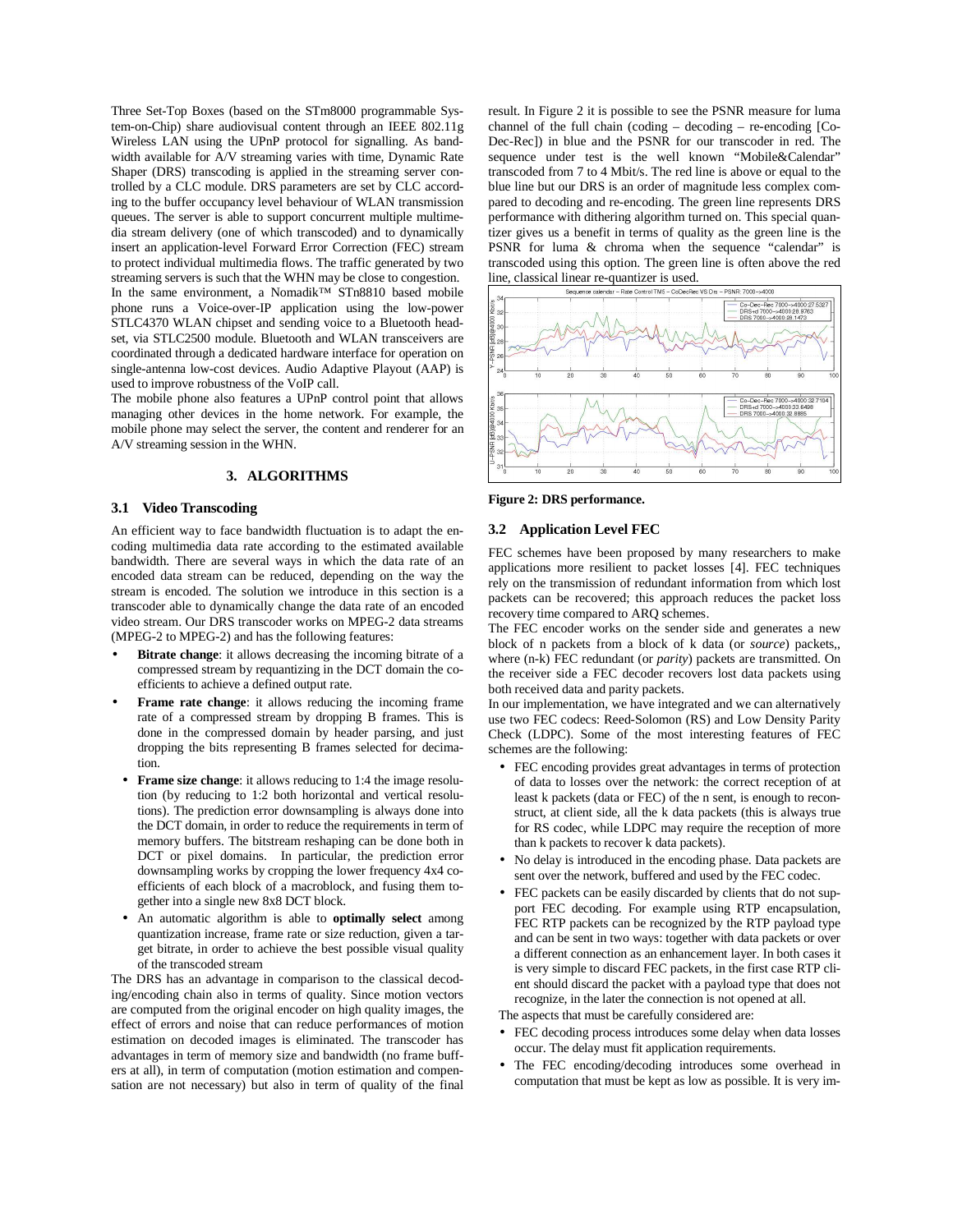Three Set-Top Boxes (based on the STm8000 programmable System-on-Chip) share audiovisual content through an IEEE 802.11g Wireless LAN using the UPnP protocol for signalling. As bandwidth available for A/V streaming varies with time, Dynamic Rate Shaper (DRS) transcoding is applied in the streaming server controlled by a CLC module. DRS parameters are set by CLC according to the buffer occupancy level behaviour of WLAN transmission queues. The server is able to support concurrent multiple multimedia stream delivery (one of which transcoded) and to dynamically insert an application-level Forward Error Correction (FEC) stream to protect individual multimedia flows. The traffic generated by two streaming servers is such that the WHN may be close to congestion.

In the same environment, a Nomadik™ STn8810 based mobile phone runs a Voice-over-IP application using the low-power STLC4370 WLAN chipset and sending voice to a Bluetooth headset, via STLC2500 module. Bluetooth and WLAN transceivers are coordinated through a dedicated hardware interface for operation on single-antenna low-cost devices. Audio Adaptive Playout (AAP) is used to improve robustness of the VoIP call.

The mobile phone also features a UPnP control point that allows managing other devices in the home network. For example, the mobile phone may select the server, the content and renderer for an A/V streaming session in the WHN.

## 3. ALGORITHMS

### 3.1 Video Transcoding

An efficient way to face bandwidth fluctuation is to adapt the encoding multimedia data rate according to the estimated available bandwidth. There are several ways in which the data rate of an encoded data stream can be reduced, depending on the way the stream is encoded. The solution we introduce in this section is a transcoder able to dynamically change the data rate of an encoded video stream. Our DRS transcoder works on MPEG-2 data streams (MPEG-2 to MPEG-2) and has the following features:

- **Bitrate change**: it allows decreasing the incoming bitrate of a compressed stream by requantizing in the DCT domain the coefficients to achieve a defined output rate.
- **Frame rate change**: it allows reducing the incoming frame rate of a compressed stream by dropping B frames. This is done in the compressed domain by header parsing, and just dropping the bits representing B frames selected for decimation.
- **Frame size change**: it allows reducing to 1:4 the image resolution (by reducing to 1:2 both horizontal and vertical resolutions). The prediction error downsampling is always done into the DCT domain, in order to reduce the requirements in term of memory buffers. The bitstream reshaping can be done both in DCT or pixel domains. In particular, the prediction error downsampling works by cropping the lower frequency 4x4 coefficients of each block of a macroblock, and fusing them together into a single new 8x8 DCT block.
- An automatic algorithm is able to **optimally select** among quantization increase, frame rate or size reduction, given a target bitrate, in order to achieve the best possible visual quality of the transcoded stream

The DRS has an advantage in comparison to the classical decoding/encoding chain also in terms of quality. Since motion vectors are computed from the original encoder on high quality images, the effect of errors and noise that can reduce performances of motion estimation on decoded images is eliminated. The transcoder has advantages in term of memory size and bandwidth (no frame buffers at all), in term of computation (motion estimation and compensation are not necessary) but also in term of quality of the final result. In Figure 2 it is possible to see the PSNR measure for luma channel of the full chain (coding – decoding – re-encoding [Co-Dec-Rec]) in blue and the PSNR for our transcoder in red. The sequence under test is the well known "Mobile&Calendar" transcoded from 7 to 4 Mbit/s. The red line is above or equal to the blue line but our DRS is an order of magnitude less complex compared to decoding and re-encoding. The green line represents DRS performance with dithering algorithm turned on. This special quantizer gives us a benefit in terms of quality as the green line is the PSNR for luma & chroma when the sequence "calendar" is transcoded using this option. The green line is often above the red line, classical linear re-quantizer is used.

**Figure 2: DRS performance.**

### 3.2 Application Level FEC

FEC schemes have been proposed by many researchers to make applications more resilient to packet losses [4]. FEC techniques rely on the transmission of redundant information from which lost packets can be recovered; this approach reduces the packet loss recovery time compared to ARQ schemes.

The FEC encoder works on the sender side and generates a new block of n packets from a block of k data (or *source*) packets,, where (n-k) FEC redundant (or *parity*) packets are transmitted. On the receiver side a FEC decoder recovers lost data packets using both received data and parity packets.

In our implementation, we have integrated and we can alternatively use two FEC codecs: Reed-Solomon (RS) and Low Density Parity Check (LDPC). Some of the most interesting features of FEC schemes are the following:

- FEC encoding provides great advantages in terms of protection of data to losses over the network: the correct reception of at least k packets (data or FEC) of the n sent, is enough to reconstruct, at client side, all the k data packets (this is always true for RS codec, while LDPC may require the reception of more than k packets to recover k data packets).
- No delay is introduced in the encoding phase. Data packets are sent over the network, buffered and used by the FEC codec.
- FEC packets can be easily discarded by clients that do not support FEC decoding. For example using RTP encapsulation, FEC RTP packets can be recognized by the RTP payload type and can be sent in two ways: together with data packets or over a different connection as an enhancement layer. In both cases it is very simple to discard FEC packets, in the first case RTP client should discard the packet with a payload type that does not recognize, in the later the connection is not opened at all.

The aspects that must be carefully considered are:

- FEC decoding process introduces some delay when data losses occur. The delay must fit application requirements.
- The FEC encoding/decoding introduces some overhead in computation that must be kept as low as possible. It is very im-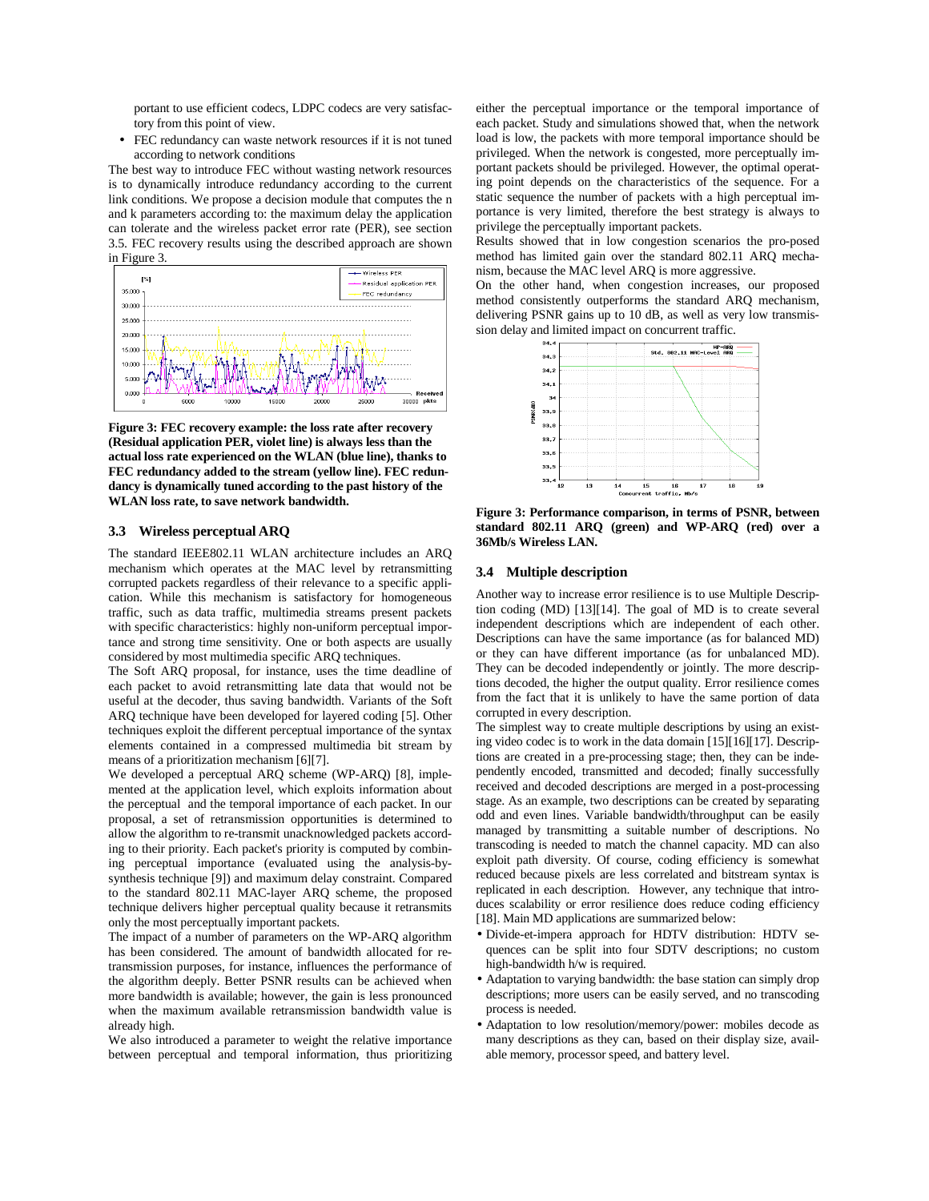portant to use efficient codecs, LDPC codecs are very satisfactory from this point of view.

- FEC redundancy can waste network resources if it is not tuned according to network conditions

The best way to introduce FEC without wasting network resources is to dynamically introduce redundancy according to the current link conditions. We propose a decision module that computes the n and k parameters according to: the maximum delay the application can tolerate and the wireless packet error rate (PER), see section 3.5. FEC recovery results using the described approach are shown in Figure 3.

**Figure 3: FEC recovery example: the loss rate after recovery (Residual application PER, violet line) is always less than the actual loss rate experienced on the WLAN (blue line), thanks to FEC redundancy added to the stream (yellow line). FEC redundancy is dynamically tuned according to the past history of the WLAN loss rate, to save network bandwidth.**

### 3.3 Wireless perceptual ARQ

The standard IEEE802.11 WLAN architecture includes an ARQ mechanism which operates at the MAC level by retransmitting corrupted packets regardless of their relevance to a specific application. While this mechanism is satisfactory for homogeneous traffic, such as data traffic, multimedia streams present packets with specific characteristics: highly non-uniform perceptual importance and strong time sensitivity. One or both aspects are usually considered by most multimedia specific ARQ techniques.

The Soft ARQ proposal, for instance, uses the time deadline of each packet to avoid retransmitting late data that would not be useful at the decoder, thus saving bandwidth. Variants of the Soft ARQ technique have been developed for layered coding [5]. Other techniques exploit the different perceptual importance of the syntax elements contained in a compressed multimedia bit stream by means of a prioritization mechanism [6][7].

We developed a perceptual ARQ scheme (WP-ARQ) [8], implemented at the application level, which exploits information about the perceptual and the temporal importance of each packet. In our proposal, a set of retransmission opportunities is determined to allow the algorithm to re-transmit unacknowledged packets according to their priority. Each packet's priority is computed by combining perceptual importance (evaluated using the analysis-by-synthesis technique [9]) and maximum delay constraint. Compared to the standard 802.11 MAC-layer ARQ scheme, the proposed technique delivers higher perceptual quality because it retransmits only the most perceptually important packets.

The impact of a number of parameters on the WP-ARQ algorithm has been considered. The amount of bandwidth allocated for retransmission purposes, for instance, influences the performance of the algorithm deeply. Better PSNR results can be achieved when more bandwidth is available; however, the gain is less pronounced when the maximum available retransmission bandwidth value is already high.

We also introduced a parameter to weight the relative importance between perceptual and temporal information, thus prioritizing either the perceptual importance or the temporal importance of each packet. Study and simulations showed that, when the network load is low, the packets with more temporal importance should be privileged. When the network is congested, more perceptually important packets should be privileged. However, the optimal operating point depends on the characteristics of the sequence. For a static sequence the number of packets with a high perceptual importance is very limited, therefore the best strategy is always to privilege the perceptually important packets.

Results showed that in low congestion scenarios the pro-posed method has limited gain over the standard 802.11 ARQ mechanism, because the MAC level ARQ is more aggressive.

On the other hand, when congestion increases, our proposed method consistently outperforms the standard ARQ mechanism, delivering PSNR gains up to 10 dB, as well as very low transmission delay and limited impact on concurrent traffic.

**Figure 3: Performance comparison, in terms of PSNR, between standard 802.11 ARQ (green) and WP-ARQ (red) over a 36Mb/s Wireless LAN.**

### 3.4 Multiple description

Another way to increase error resilience is to use Multiple Description coding (MD) [13][14]. The goal of MD is to create several independent descriptions which are independent of each other. Descriptions can have the same importance (as for balanced MD) or they can have different importance (as for unbalanced MD). They can be decoded independently or jointly. The more descriptions decoded, the higher the output quality. Error resilience comes from the fact that it is unlikely to have the same portion of data corrupted in every description.

The simplest way to create multiple descriptions by using an existing video codec is to work in the data domain [15][16][17]. Descriptions are created in a pre-processing stage; then, they can be independently encoded, transmitted and decoded; finally successfully received and decoded descriptions are merged in a post-processing stage. As an example, two descriptions can be created by separating odd and even lines. Variable bandwidth/throughput can be easily managed by transmitting a suitable number of descriptions. No transcoding is needed to match the channel capacity. MD can also exploit path diversity. Of course, coding efficiency is somewhat reduced because pixels are less correlated and bitstream syntax is replicated in each description. However, any technique that introduces scalability or error resilience does reduce coding efficiency [18]. Main MD applications are summarized below:

- Divide-et-impera approach for HDTV distribution: HDTV sequences can be split into four SDTV descriptions; no custom high-bandwidth h/w is required.
- Adaptation to varying bandwidth: the base station can simply drop descriptions; more users can be easily served, and no transcoding process is needed.
- Adaptation to low resolution/memory/power: mobiles decode as many descriptions as they can, based on their display size, available memory, processor speed, and battery level.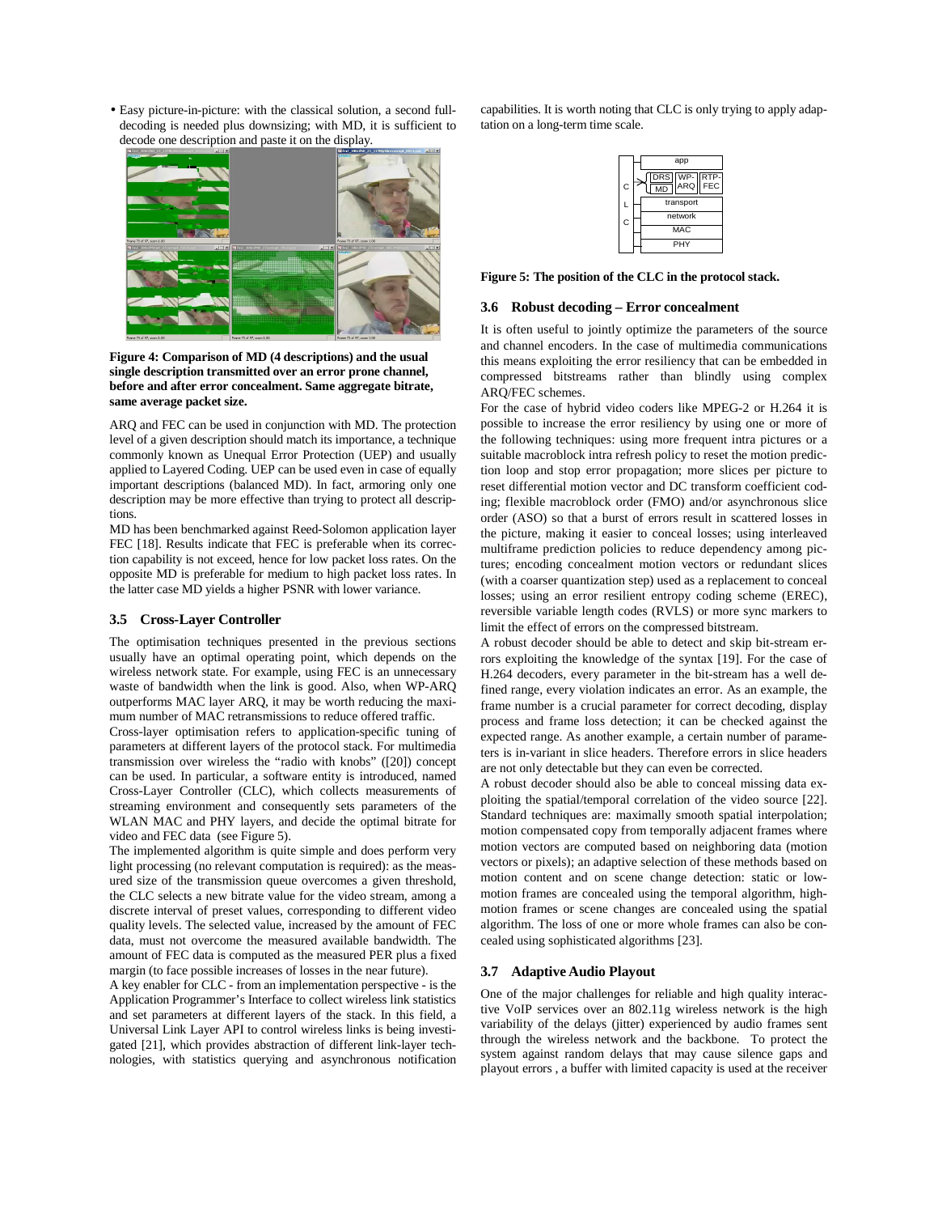- Easy picture-in-picture: with the classical solution, a second full-decoding is needed plus downsizing; with MD, it is sufficient to decode one description and paste it on the display.

**Figure 4: Comparison of MD (4 descriptions) and the usual single description transmitted over an error prone channel, before and after error concealment. Same aggregate bitrate, same average packet size.**

ARQ and FEC can be used in conjunction with MD. The protection level of a given description should match its importance, a technique commonly known as Unequal Error Protection (UEP) and usually applied to Layered Coding. UEP can be used even in case of equally important descriptions (balanced MD). In fact, armoring only one description may be more effective than trying to protect all descriptions.

MD has been benchmarked against Reed-Solomon application layer FEC [18]. Results indicate that FEC is preferable when its correction capability is not exceed, hence for low packet loss rates. On the opposite MD is preferable for medium to high packet loss rates. In the latter case MD yields a higher PSNR with lower variance.

### 3.5 Cross-Layer Controller

The optimisation techniques presented in the previous sections usually have an optimal operating point, which depends on the wireless network state. For example, using FEC is an unnecessary waste of bandwidth when the link is good. Also, when WP-ARQ outperforms MAC layer ARQ, it may be worth reducing the maximum number of MAC retransmissions to reduce offered traffic.

Cross-layer optimisation refers to application-specific tuning of parameters at different layers of the protocol stack. For multimedia transmission over wireless the "radio with knobs" ([20]) concept can be used. In particular, a software entity is introduced, named Cross-Layer Controller (CLC), which collects measurements of streaming environment and consequently sets parameters of the WLAN MAC and PHY layers, and decide the optimal bitrate for video and FEC data (see Figure 5).

The implemented algorithm is quite simple and does perform very light processing (no relevant computation is required): as the measured size of the transmission queue overcomes a given threshold, the CLC selects a new bitrate value for the video stream, among a discrete interval of preset values, corresponding to different video quality levels. The selected value, increased by the amount of FEC data, must not overcome the measured available bandwidth. The amount of FEC data is computed as the measured PER plus a fixed margin (to face possible increases of losses in the near future).

A key enabler for CLC - from an implementation perspective - is the Application Programmer's Interface to collect wireless link statistics and set parameters at different layers of the stack. In this field, a Universal Link Layer API to control wireless links is being investigated [21], which provides abstraction of different link-layer technologies, with statistics querying and asynchronous notification capabilities. It is worth noting that CLC is only trying to apply adaptation on a long-term time scale.

**Figure 5: The position of the CLC in the protocol stack.**

### 3.6 Robust decoding – Error concealment

It is often useful to jointly optimize the parameters of the source and channel encoders. In the case of multimedia communications this means exploiting the error resiliency that can be embedded in compressed bitstreams rather than blindly using complex ARQ/FEC schemes.

For the case of hybrid video coders like MPEG-2 or H.264 it is possible to increase the error resiliency by using one or more of the following techniques: using more frequent intra pictures or a suitable macroblock intra refresh policy to reset the motion prediction loop and stop error propagation; more slices per picture to reset differential motion vector and DC transform coefficient coding; flexible macroblock order (FMO) and/or asynchronous slice order (ASO) so that a burst of errors result in scattered losses in the picture, making it easier to conceal losses; using interleaved multiframe prediction policies to reduce dependency among pictures; encoding concealment motion vectors or redundant slices (with a coarser quantization step) used as a replacement to conceal losses; using an error resilient entropy coding scheme (EREC), reversible variable length codes (RVLS) or more sync markers to limit the effect of errors on the compressed bitstream.

A robust decoder should be able to detect and skip bit-stream errors exploiting the knowledge of the syntax [19]. For the case of H.264 decoders, every parameter in the bit-stream has a well defined range, every violation indicates an error. As an example, the frame number is a crucial parameter for correct decoding, display process and frame loss detection; it can be checked against the expected range. As another example, a certain number of parameters is in-variant in slice headers. Therefore errors in slice headers are not only detectable but they can even be corrected.

A robust decoder should also be able to conceal missing data exploiting the spatial/temporal correlation of the video source [22]. Standard techniques are: maximally smooth spatial interpolation; motion compensated copy from temporally adjacent frames where motion vectors are computed based on neighboring data (motion vectors or pixels); an adaptive selection of these methods based on motion content and on scene change detection: static or low-motion frames are concealed using the temporal algorithm, high-motion frames or scene changes are concealed using the spatial algorithm. The loss of one or more whole frames can also be concealed using sophisticated algorithms [23].

### 3.7 Adaptive Audio Playout

One of the major challenges for reliable and high quality interactive VoIP services over an 802.11g wireless network is the high variability of the delays (jitter) experienced by audio frames sent through the wireless network and the backbone. To protect the system against random delays that may cause silence gaps and playout errors , a buffer with limited capacity is used at the receiver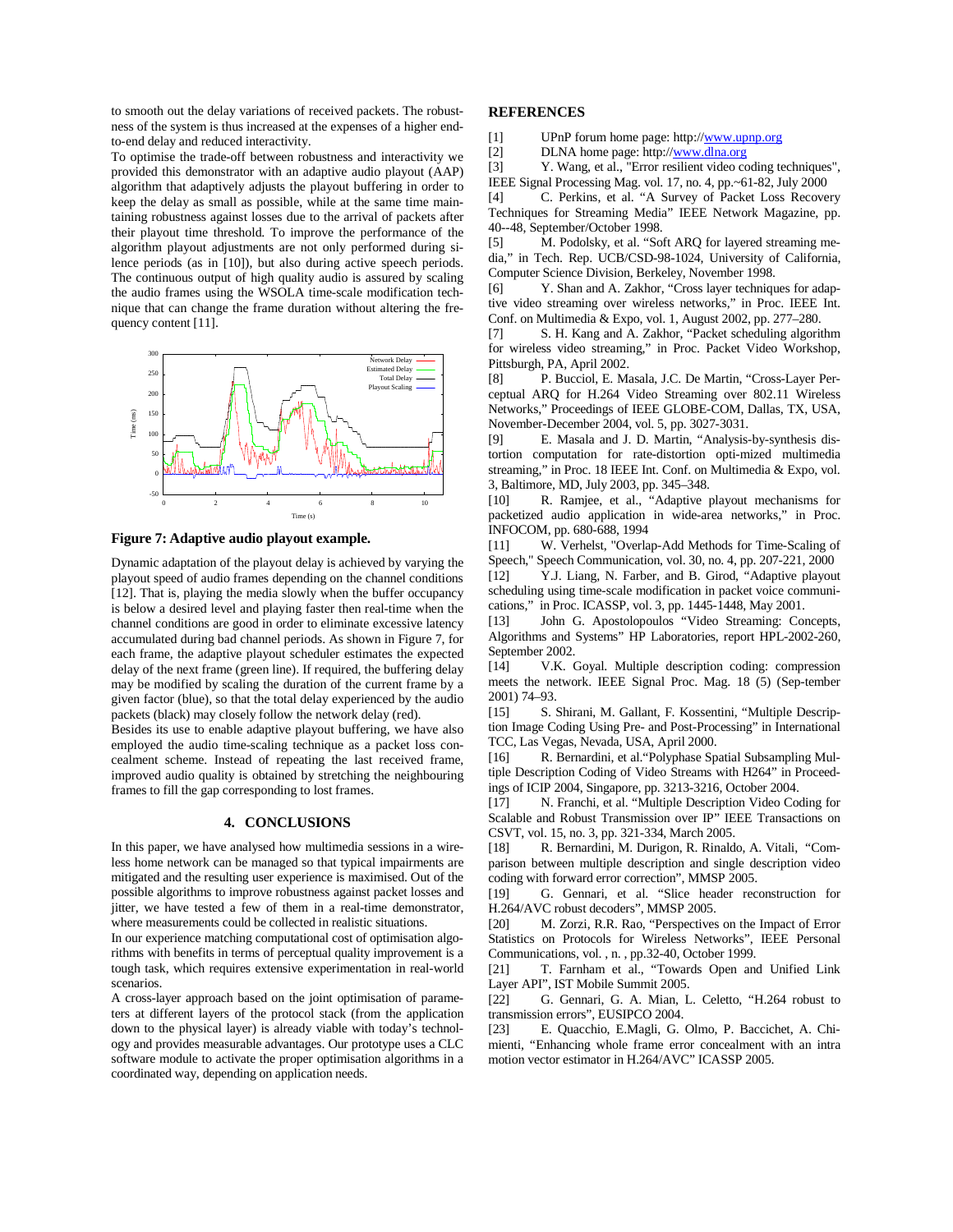to smooth out the delay variations of received packets. The robustness of the system is thus increased at the expenses of a higher end-to-end delay and reduced interactivity.

To optimise the trade-off between robustness and interactivity we provided this demonstrator with an adaptive audio playout (AAP) algorithm that adaptively adjusts the playout buffering in order to keep the delay as small as possible, while at the same time maintaining robustness against losses due to the arrival of packets after their playout time threshold. To improve the performance of the algorithm playout adjustments are not only performed during silence periods (as in [10]), but also during active speech periods. The continuous output of high quality audio is assured by scaling the audio frames using the WSOLA time-scale modification technique that can change the frame duration without altering the frequency content [11].

Network Delay
Estimated Delay
Total Delay
Playout Scaling
Time (ms)
Time (s)
300
250
200
150
100
50
0
-50
0
2
4
6
8
10

**Figure 7: Adaptive audio playout example.**

Dynamic adaptation of the playout delay is achieved by varying the playout speed of audio frames depending on the channel conditions [12]. That is, playing the media slowly when the buffer occupancy is below a desired level and playing faster then real-time when the channel conditions are good in order to eliminate excessive latency accumulated during bad channel periods. As shown in Figure 7, for each frame, the adaptive playout scheduler estimates the expected delay of the next frame (green line). If required, the buffering delay may be modified by scaling the duration of the current frame by a given factor (blue), so that the total delay experienced by the audio packets (black) may closely follow the network delay (red).

Besides its use to enable adaptive playout buffering, we have also employed the audio time-scaling technique as a packet loss concealment scheme. Instead of repeating the last received frame, improved audio quality is obtained by stretching the neighbouring frames to fill the gap corresponding to lost frames.

## 4. CONCLUSIONS

In this paper, we have analysed how multimedia sessions in a wireless home network can be managed so that typical impairments are mitigated and the resulting user experience is maximised. Out of the possible algorithms to improve robustness against packet losses and jitter, we have tested a few of them in a real-time demonstrator, where measurements could be collected in realistic situations.

In our experience matching computational cost of optimisation algorithms with benefits in terms of perceptual quality improvement is a tough task, which requires extensive experimentation in real-world scenarios.

A cross-layer approach based on the joint optimisation of parameters at different layers of the protocol stack (from the application down to the physical layer) is already viable with today's technology and provides measurable advantages. Our prototype uses a CLC software module to activate the proper optimisation algorithms in a coordinated way, depending on application needs.

## REFERENCES

[1] UPnP forum home page: http://www.upnp.org

[2] DLNA home page: http://www.dlna.org

[3] Y. Wang, et al., "Error resilient video coding techniques", IEEE Signal Processing Mag. vol. 17, no. 4, pp.~61-82, July 2000

[4] C. Perkins, et al. "A Survey of Packet Loss Recovery Techniques for Streaming Media" IEEE Network Magazine, pp. 40--48, September/October 1998.

[5] M. Podolsky, et al. "Soft ARQ for layered streaming media," in Tech. Rep. UCB/CSD-98-1024, University of California, Computer Science Division, Berkeley, November 1998.

[6] Y. Shan and A. Zakhor, "Cross layer techniques for adaptive video streaming over wireless networks," in Proc. IEEE Int. Conf. on Multimedia & Expo, vol. 1, August 2002, pp. 277–280.

[7] S. H. Kang and A. Zakhor, "Packet scheduling algorithm for wireless video streaming," in Proc. Packet Video Workshop, Pittsburgh, PA, April 2002.

[8] P. Bucciol, E. Masala, J.C. De Martin, "Cross-Layer Perceptual ARQ for H.264 Video Streaming over 802.11 Wireless Networks," Proceedings of IEEE GLOBE-COM, Dallas, TX, USA, November-December 2004, vol. 5, pp. 3027-3031.

[9] E. Masala and J. D. Martin, "Analysis-by-synthesis distortion computation for rate-distortion opti-mized multimedia streaming," in Proc. 18 IEEE Int. Conf. on Multimedia & Expo, vol. 3, Baltimore, MD, July 2003, pp. 345–348.

[10] R. Ramjee, et al., "Adaptive playout mechanisms for packetized audio application in wide-area networks," in Proc. INFOCOM, pp. 680-688, 1994

[11] W. Verhelst, "Overlap-Add Methods for Time-Scaling of Speech," Speech Communication, vol. 30, no. 4, pp. 207-221, 2000

[12] Y.J. Liang, N. Farber, and B. Girod, "Adaptive playout scheduling using time-scale modification in packet voice communications," in Proc. ICASSP, vol. 3, pp. 1445-1448, May 2001.

[13] John G. Apostolopoulos "Video Streaming: Concepts, Algorithms and Systems" HP Laboratories, report HPL-2002-260, September 2002.

[14] V.K. Goyal. Multiple description coding: compression meets the network. IEEE Signal Proc. Mag. 18 (5) (Sep-tember 2001) 74–93.

[15] S. Shirani, M. Gallant, F. Kossentini, "Multiple Description Image Coding Using Pre- and Post-Processing" in International TCC, Las Vegas, Nevada, USA, April 2000.

[16] R. Bernardini, et al."Polyphase Spatial Subsampling Multiple Description Coding of Video Streams with H264" in Proceedings of ICIP 2004, Singapore, pp. 3213-3216, October 2004.

[17] N. Franchi, et al. "Multiple Description Video Coding for Scalable and Robust Transmission over IP" IEEE Transactions on CSVT, vol. 15, no. 3, pp. 321-334, March 2005.

[18] R. Bernardini, M. Durigon, R. Rinaldo, A. Vitali, "Comparison between multiple description and single description video coding with forward error correction", MMSP 2005.

[19] G. Gennari, et al. "Slice header reconstruction for H.264/AVC robust decoders", MMSP 2005.

[20] M. Zorzi, R.R. Rao, "Perspectives on the Impact of Error Statistics on Protocols for Wireless Networks", IEEE Personal Communications, vol. , n. , pp.32-40, October 1999.

[21] T. Farnham et al., "Towards Open and Unified Link Layer API", IST Mobile Summit 2005.

[22] G. Gennari, G. A. Mian, L. Celetto, "H.264 robust to transmission errors", EUSIPCO 2004.

[23] E. Quacchio, E.Magli, G. Olmo, P. Baccichet, A. Chimienti, "Enhancing whole frame error concealment with an intra motion vector estimator in H.264/AVC" ICASSP 2005.